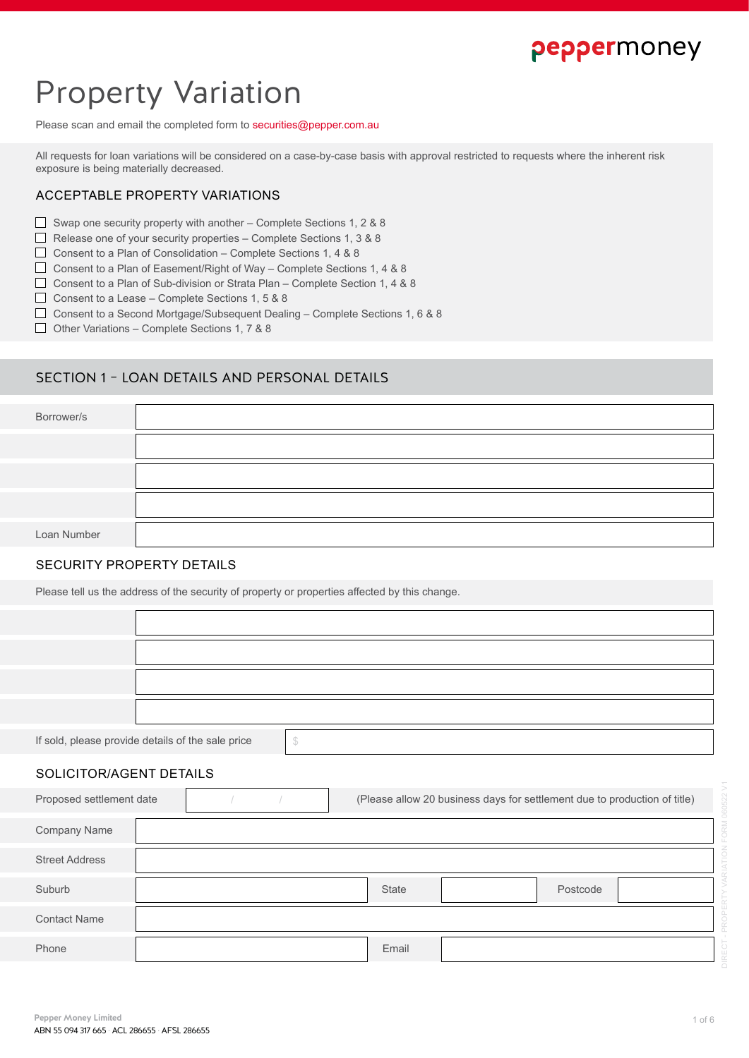# Property Variation

Please scan and email the completed form to securities@pepper.com.au

All requests for loan variations will be considered on a case-by-case basis with approval restricted to requests where the inherent risk exposure is being materially decreased.

## ACCEPTABLE PROPERTY VARIATIONS

- ☐ Swap one security property with another – Complete Sections 1, 2 & 8
- ☐ Release one of your security properties – Complete Sections 1, 3 & 8
- ☐ Consent to a Plan of Consolidation – Complete Sections 1, 4 & 8
- ☐ Consent to a Plan of Easement/Right of Way – Complete Sections 1, 4 & 8
- ☐ Consent to a Plan of Sub-division or Strata Plan – Complete Section 1, 4 & 8
- ☐ Consent to a Lease – Complete Sections 1, 5 & 8
- ☐ Consent to a Second Mortgage/Subsequent Dealing – Complete Sections 1, 6 & 8
- ☐ Other Variations – Complete Sections 1, 7 & 8

## SECTION 1 – LOAN DETAILS AND PERSONAL DETAILS

| | |
|---|---|
| Borrower/s | |
| | |
| | |
| | |
| Loan Number | |

### SECURITY PROPERTY DETAILS

Please tell us the address of the security of property or properties affected by this change.

| | |
|---|---|
| | |
| | |
| | |
| | |
| If sold, please provide details of the sale price | $ |

### SOLICITOR/AGENT DETAILS

| | | | | | |
|---|---|---|---|---|---|
| Proposed settlement date | / / | (Please allow 20 business days for settlement due to production of title) | | | |
| Company Name | | | | | |
| Street Address | | | | | |
| Suburb | | State | | Postcode | |
| Contact Name | | | | | |
| Phone | | Email | | | |

DIRECT - PROPERTY VARIATION FORM 060522 V1

Pepper Money Limited
ABN 55 094 317 665 · ACL 286655 · AFSL 286655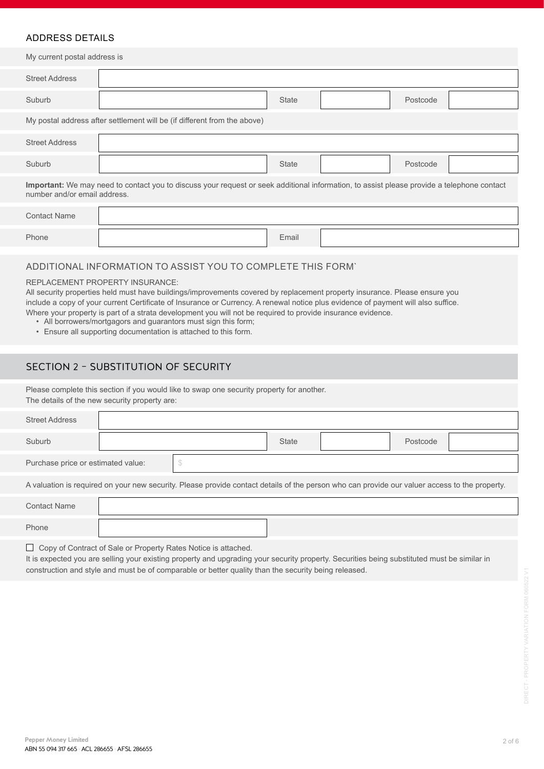## ADDRESS DETAILS

My current postal address is

| Street Address | | | | | |
|---|---|---|---|---|---|
| Suburb | | State | | Postcode | |

My postal address after settlement will be (if different from the above)

| Street Address | | | | | |
|---|---|---|---|---|---|
| Suburb | | State | | Postcode | |

**Important:** We may need to contact you to discuss your request or seek additional information, to assist please provide a telephone contact number and/or email address.

| Contact Name | | | |
|---|---|---|---|
| Phone | | Email | |

## ADDITIONAL INFORMATION TO ASSIST YOU TO COMPLETE THIS FORM`

REPLACEMENT PROPERTY INSURANCE:

All security properties held must have buildings/improvements covered by replacement property insurance. Please ensure you include a copy of your current Certificate of Insurance or Currency. A renewal notice plus evidence of payment will also suffice. Where your property is part of a strata development you will not be required to provide insurance evidence.

- All borrowers/mortgagors and guarantors must sign this form;
- Ensure all supporting documentation is attached to this form.

## SECTION 2 – SUBSTITUTION OF SECURITY

Please complete this section if you would like to swap one security property for another.
The details of the new security property are:

| Street Address | | | | | |
|---|---|---|---|---|---|
| Suburb | | State | | Postcode | |

| Purchase price or estimated value: | $ |
|---|---|

A valuation is required on your new security. Please provide contact details of the person who can provide our valuer access to the property.

| Contact Name | |
|---|---|
| Phone | |

☐ Copy of Contract of Sale or Property Rates Notice is attached.

It is expected you are selling your existing property and upgrading your security property. Securities being substituted must be similar in construction and style and must be of comparable or better quality than the security being released.

Pepper Money Limited
ABN 55 094 317 665 ACL 286655 AFSL 286655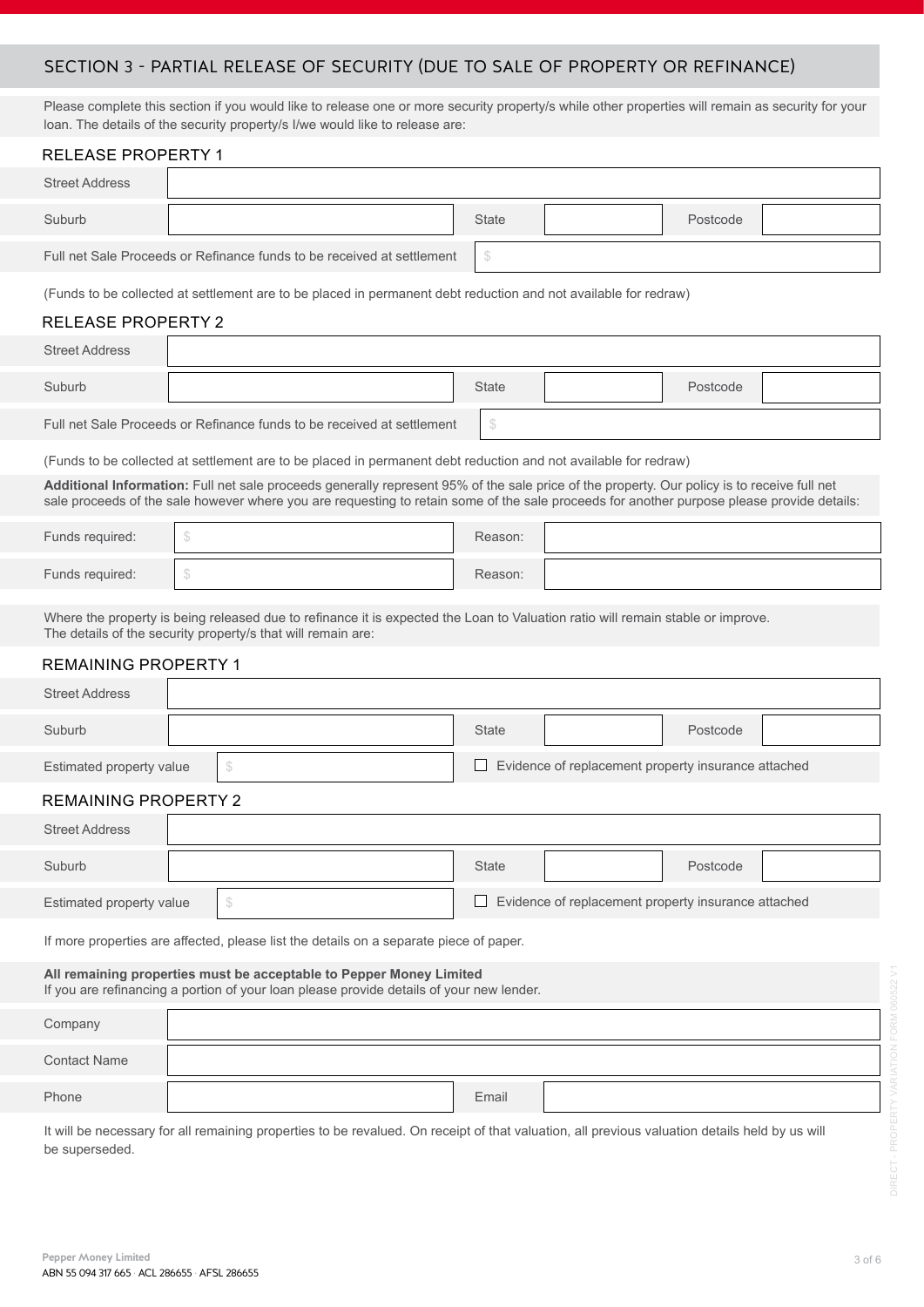## SECTION 3 - PARTIAL RELEASE OF SECURITY (DUE TO SALE OF PROPERTY OR REFINANCE)

Please complete this section if you would like to release one or more security property/s while other properties will remain as security for your loan. The details of the security property/s I/we would like to release are:

### RELEASE PROPERTY 1

| | | | | | |
|---|---|---|---|---|---|
| Street Address | | | | | |
| Suburb | | State | | Postcode | |
| Full net Sale Proceeds or Refinance funds to be received at settlement | $ | | | | |

(Funds to be collected at settlement are to be placed in permanent debt reduction and not available for redraw)

### RELEASE PROPERTY 2

| | | | | | |
|---|---|---|---|---|---|
| Street Address | | | | | |
| Suburb | | State | | Postcode | |
| Full net Sale Proceeds or Refinance funds to be received at settlement | $ | | | | |

(Funds to be collected at settlement are to be placed in permanent debt reduction and not available for redraw)

**Additional Information:** Full net sale proceeds generally represent 95% of the sale price of the property. Our policy is to receive full net sale proceeds of the sale however where you are requesting to retain some of the sale proceeds for another purpose please provide details:

| | | | |
|---|---|---|---|
| Funds required: | $ | Reason: | |
| Funds required: | $ | Reason: | |

Where the property is being released due to refinance it is expected the Loan to Valuation ratio will remain stable or improve. The details of the security property/s that will remain are:

### REMAINING PROPERTY 1

| | | | | | |
|---|---|---|---|---|---|
| Street Address | | | | | |
| Suburb | | State | | Postcode | |
| Estimated property value | $ | ☐ Evidence of replacement property insurance attached | | | |

### REMAINING PROPERTY 2

| | | | | | |
|---|---|---|---|---|---|
| Street Address | | | | | |
| Suburb | | State | | Postcode | |
| Estimated property value | $ | ☐ Evidence of replacement property insurance attached | | | |

If more properties are affected, please list the details on a separate piece of paper.

**All remaining properties must be acceptable to Pepper Money Limited**
If you are refinancing a portion of your loan please provide details of your new lender.

| | | | |
|---|---|---|---|
| Company | | | |
| Contact Name | | | |
| Phone | | Email | |

It will be necessary for all remaining properties to be revalued. On receipt of that valuation, all previous valuation details held by us will be superseded.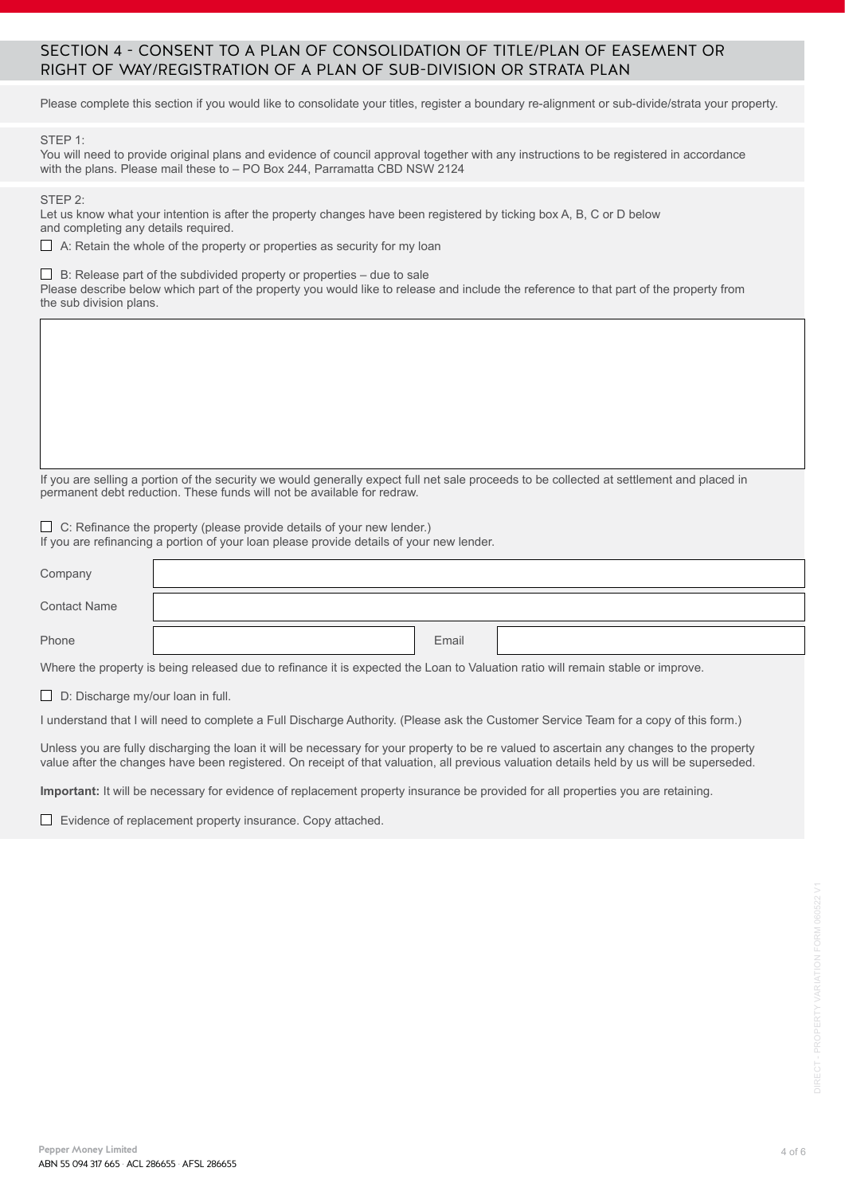## SECTION 4 - CONSENT TO A PLAN OF CONSOLIDATION OF TITLE/PLAN OF EASEMENT OR RIGHT OF WAY/REGISTRATION OF A PLAN OF SUB-DIVISION OR STRATA PLAN

Please complete this section if you would like to consolidate your titles, register a boundary re-alignment or sub-divide/strata your property.

STEP 1:
You will need to provide original plans and evidence of council approval together with any instructions to be registered in accordance with the plans. Please mail these to – PO Box 244, Parramatta CBD NSW 2124

STEP 2:
Let us know what your intention is after the property changes have been registered by ticking box A, B, C or D below and completing any details required.

☐ A: Retain the whole of the property or properties as security for my loan

☐ B: Release part of the subdivided property or properties – due to sale
Please describe below which part of the property you would like to release and include the reference to that part of the property from the sub division plans.

| |
|---|
| |

If you are selling a portion of the security we would generally expect full net sale proceeds to be collected at settlement and placed in permanent debt reduction. These funds will not be available for redraw.

☐ C: Refinance the property (please provide details of your new lender.)
If you are refinancing a portion of your loan please provide details of your new lender.

| | | | |
|---|---|---|---|
| Company | | | |
| Contact Name | | | |
| Phone | | Email | |

Where the property is being released due to refinance it is expected the Loan to Valuation ratio will remain stable or improve.

☐ D: Discharge my/our loan in full.

I understand that I will need to complete a Full Discharge Authority. (Please ask the Customer Service Team for a copy of this form.)

Unless you are fully discharging the loan it will be necessary for your property to be re valued to ascertain any changes to the property value after the changes have been registered. On receipt of that valuation, all previous valuation details held by us will be superseded.

**Important:** It will be necessary for evidence of replacement property insurance be provided for all properties you are retaining.

☐ Evidence of replacement property insurance. Copy attached.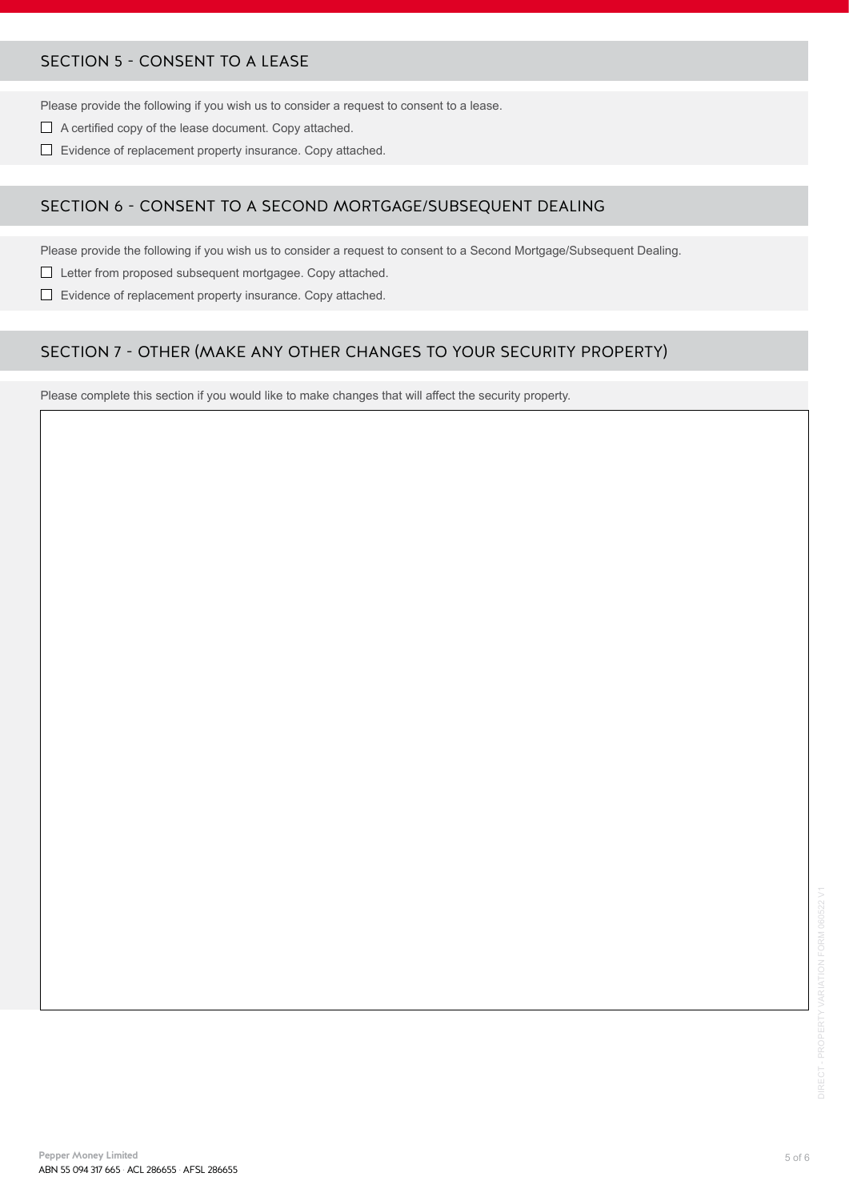## SECTION 5 - CONSENT TO A LEASE

Please provide the following if you wish us to consider a request to consent to a lease.

- ☐ A certified copy of the lease document. Copy attached.
- ☐ Evidence of replacement property insurance. Copy attached.

## SECTION 6 - CONSENT TO A SECOND MORTGAGE/SUBSEQUENT DEALING

Please provide the following if you wish us to consider a request to consent to a Second Mortgage/Subsequent Dealing.

- ☐ Letter from proposed subsequent mortgagee. Copy attached.
- ☐ Evidence of replacement property insurance. Copy attached.

## SECTION 7 - OTHER (MAKE ANY OTHER CHANGES TO YOUR SECURITY PROPERTY)

Please complete this section if you would like to make changes that will affect the security property.

**Pepper Money Limited**
ABN 55 094 317 665 · ACL 286655 · AFSL 286655

DIRECT - PROPERTY VARIATION FORM 060522 V1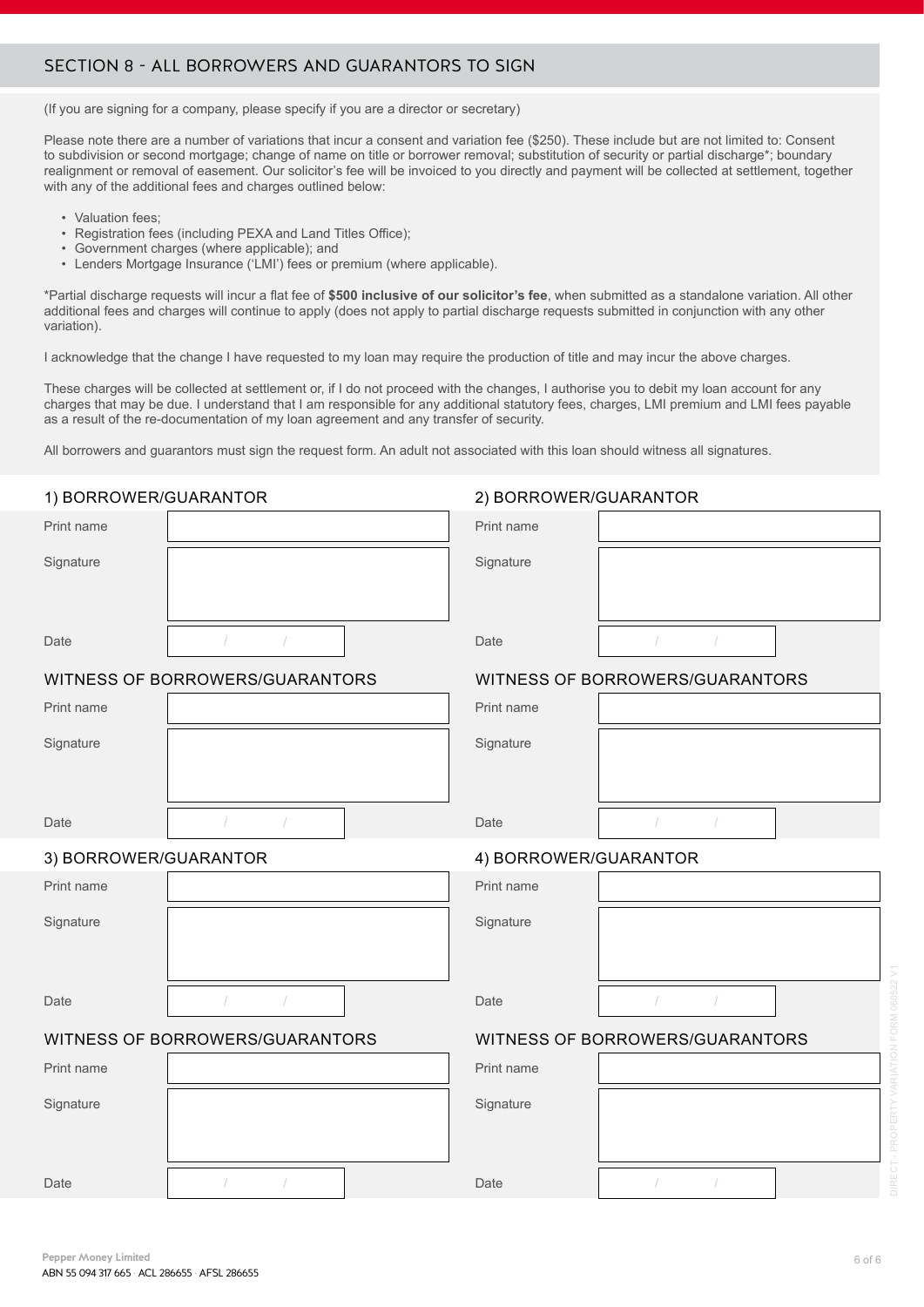## SECTION 8 - ALL BORROWERS AND GUARANTORS TO SIGN

(If you are signing for a company, please specify if you are a director or secretary)

Please note there are a number of variations that incur a consent and variation fee ($250). These include but are not limited to: Consent to subdivision or second mortgage; change of name on title or borrower removal; substitution of security or partial discharge*; boundary realignment or removal of easement. Our solicitor's fee will be invoiced to you directly and payment will be collected at settlement, together with any of the additional fees and charges outlined below:

- Valuation fees;
- Registration fees (including PEXA and Land Titles Office);
- Government charges (where applicable); and
- Lenders Mortgage Insurance ('LMI') fees or premium (where applicable).

*Partial discharge requests will incur a flat fee of **$500 inclusive of our solicitor's fee**, when submitted as a standalone variation. All other additional fees and charges will continue to apply (does not apply to partial discharge requests submitted in conjunction with any other variation).

I acknowledge that the change I have requested to my loan may require the production of title and may incur the above charges.

These charges will be collected at settlement or, if I do not proceed with the changes, I authorise you to debit my loan account for any charges that may be due. I understand that I am responsible for any additional statutory fees, charges, LMI premium and LMI fees payable as a result of the re-documentation of my loan agreement and any transfer of security.

All borrowers and guarantors must sign the request form. An adult not associated with this loan should witness all signatures.

### 1) BORROWER/GUARANTOR

Print name

Signature

Date / /

### WITNESS OF BORROWERS/GUARANTORS

Print name

Signature

Date / /

### 2) BORROWER/GUARANTOR

Print name

Signature

Date / /

### WITNESS OF BORROWERS/GUARANTORS

Print name

Signature

Date / /

### 3) BORROWER/GUARANTOR

Print name

Signature

Date / /

### WITNESS OF BORROWERS/GUARANTORS

Print name

Signature

Date / /

### 4) BORROWER/GUARANTOR

Print name

Signature

Date / /

### WITNESS OF BORROWERS/GUARANTORS

Print name

Signature

Date / /

DIRECT - PROPERTY VARIATION FORM 060522 V1

Pepper Money Limited
ABN 55 094 317 665 ACL 286655 AFSL 286655